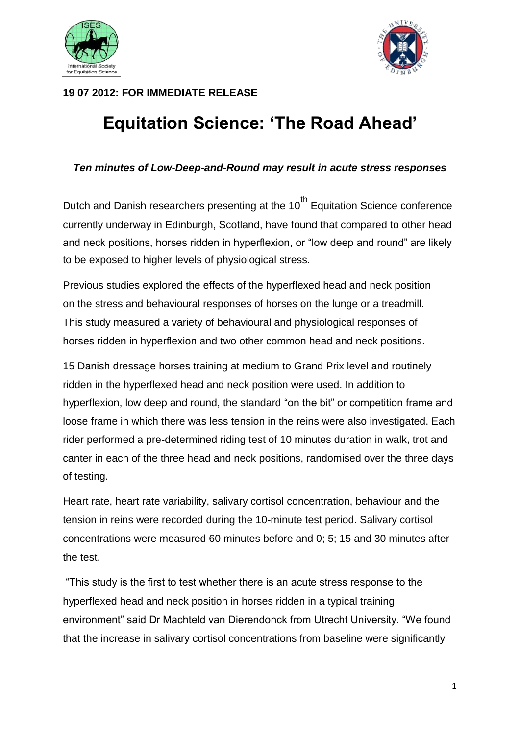**19 07 2012: FOR IMMEDIATE RELEASE**

# Equitation Science: 'The Road Ahead'

***Ten minutes of Low-Deep-and-Round may result in acute stress responses***

Dutch and Danish researchers presenting at the 10th Equitation Science conference currently underway in Edinburgh, Scotland, have found that compared to other head and neck positions, horses ridden in hyperflexion, or "low deep and round" are likely to be exposed to higher levels of physiological stress.

Previous studies explored the effects of the hyperflexed head and neck position on the stress and behavioural responses of horses on the lunge or a treadmill. This study measured a variety of behavioural and physiological responses of horses ridden in hyperflexion and two other common head and neck positions.

15 Danish dressage horses training at medium to Grand Prix level and routinely ridden in the hyperflexed head and neck position were used. In addition to hyperflexion, low deep and round, the standard "on the bit" or competition frame and loose frame in which there was less tension in the reins were also investigated. Each rider performed a pre-determined riding test of 10 minutes duration in walk, trot and canter in each of the three head and neck positions, randomised over the three days of testing.

Heart rate, heart rate variability, salivary cortisol concentration, behaviour and the tension in reins were recorded during the 10-minute test period. Salivary cortisol concentrations were measured 60 minutes before and 0; 5; 15 and 30 minutes after the test.

"This study is the first to test whether there is an acute stress response to the hyperflexed head and neck position in horses ridden in a typical training environment" said Dr Machteld van Dierendonck from Utrecht University. "We found that the increase in salivary cortisol concentrations from baseline were significantly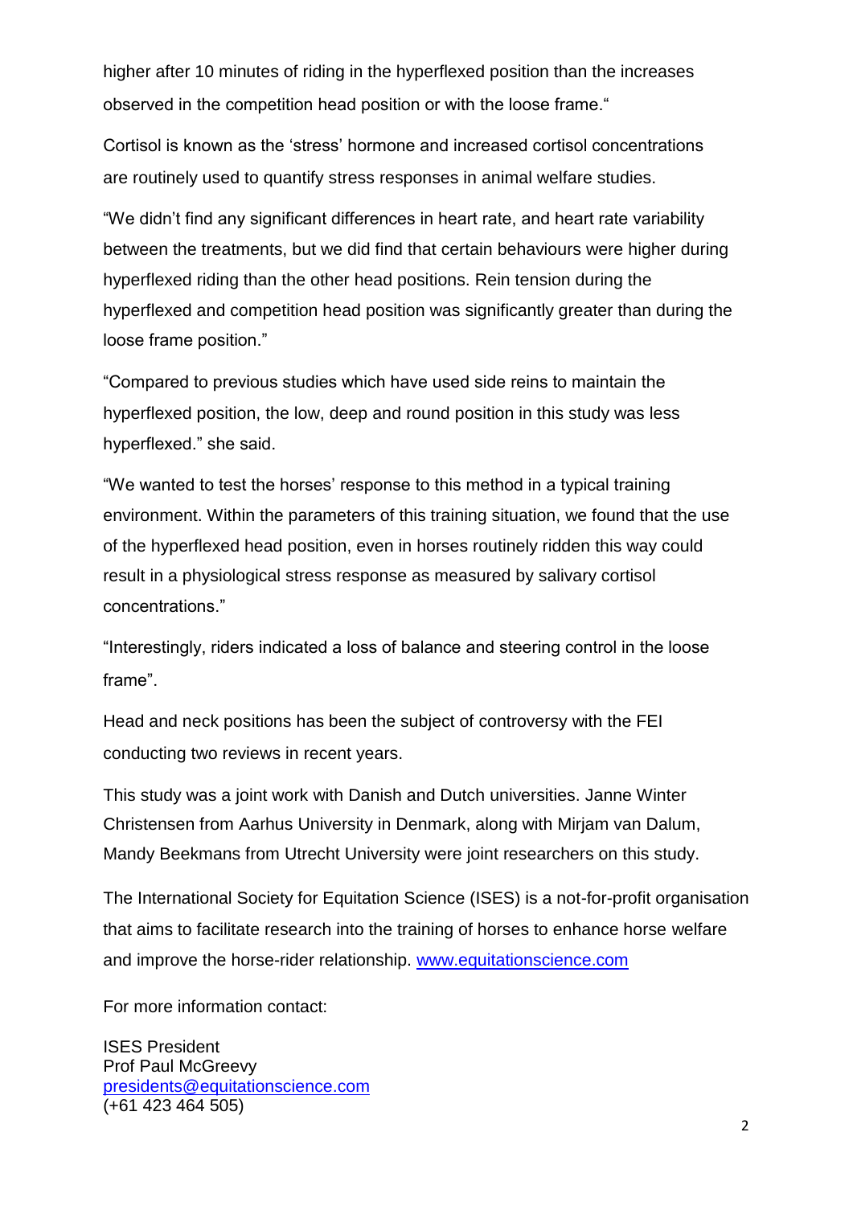higher after 10 minutes of riding in the hyperflexed position than the increases observed in the competition head position or with the loose frame."

Cortisol is known as the 'stress' hormone and increased cortisol concentrations are routinely used to quantify stress responses in animal welfare studies.

"We didn't find any significant differences in heart rate, and heart rate variability between the treatments, but we did find that certain behaviours were higher during hyperflexed riding than the other head positions. Rein tension during the hyperflexed and competition head position was significantly greater than during the loose frame position."

"Compared to previous studies which have used side reins to maintain the hyperflexed position, the low, deep and round position in this study was less hyperflexed." she said.

"We wanted to test the horses' response to this method in a typical training environment. Within the parameters of this training situation, we found that the use of the hyperflexed head position, even in horses routinely ridden this way could result in a physiological stress response as measured by salivary cortisol concentrations."

"Interestingly, riders indicated a loss of balance and steering control in the loose frame".

Head and neck positions has been the subject of controversy with the FEI conducting two reviews in recent years.

This study was a joint work with Danish and Dutch universities. Janne Winter Christensen from Aarhus University in Denmark, along with Mirjam van Dalum, Mandy Beekmans from Utrecht University were joint researchers on this study.

The International Society for Equitation Science (ISES) is a not-for-profit organisation that aims to facilitate research into the training of horses to enhance horse welfare and improve the horse-rider relationship. www.equitationscience.com

For more information contact:

ISES President
Prof Paul McGreevy
presidents@equitationscience.com
(+61 423 464 505)